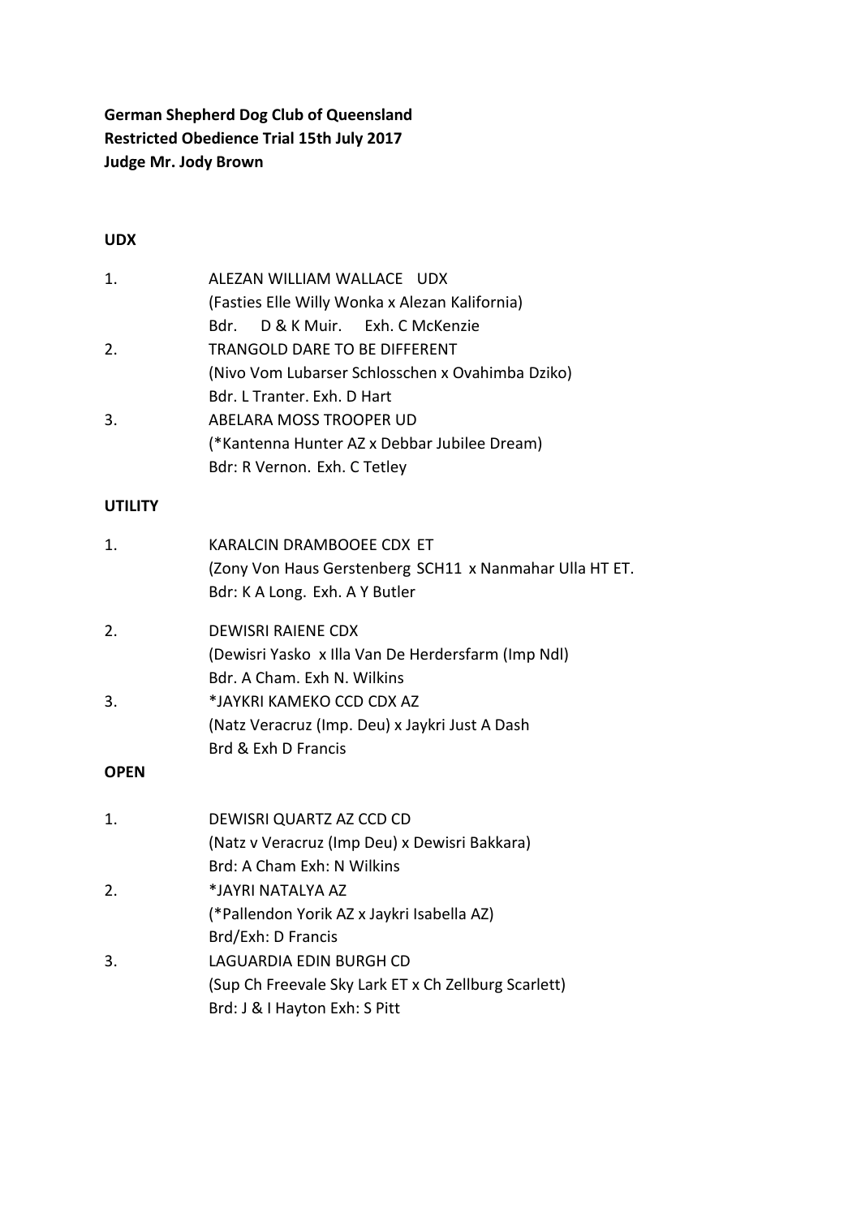**German Shepherd Dog Club of Queensland**
**Restricted Obedience Trial 15th July 2017**
**Judge Mr. Jody Brown**

**UDX**

1. ALEZAN WILLIAM WALLACE UDX
   (Fasties Elle Willy Wonka x Alezan Kalifornia)
   Bdr. D & K Muir. Exh. C McKenzie
2. TRANGOLD DARE TO BE DIFFERENT
   (Nivo Vom Lubarser Schlosschen x Ovahimba Dziko)
   Bdr. L Tranter. Exh. D Hart
3. ABELARA MOSS TROOPER UD
   (*Kantenna Hunter AZ x Debbar Jubilee Dream)
   Bdr: R Vernon. Exh. C Tetley

**UTILITY**

1. KARALCIN DRAMBOOEE CDX ET
   (Zony Von Haus Gerstenberg SCH11 x Nanmahar Ulla HT ET.
   Bdr: K A Long. Exh. A Y Butler
2. DEWISRI RAIENE CDX
   (Dewisri Yasko x Illa Van De Herdersfarm (Imp Ndl)
   Bdr. A Cham. Exh N. Wilkins
3. *JAYKRI KAMEKO CCD CDX AZ
   (Natz Veracruz (Imp. Deu) x Jaykri Just A Dash
   Brd & Exh D Francis

**OPEN**

1. DEWISRI QUARTZ AZ CCD CD
   (Natz v Veracruz (Imp Deu) x Dewisri Bakkara)
   Brd: A Cham Exh: N Wilkins
2. *JAYRI NATALYA AZ
   (*Pallendon Yorik AZ x Jaykri Isabella AZ)
   Brd/Exh: D Francis
3. LAGUARDIA EDIN BURGH CD
   (Sup Ch Freevale Sky Lark ET x Ch Zellburg Scarlett)
   Brd: J & I Hayton Exh: S Pitt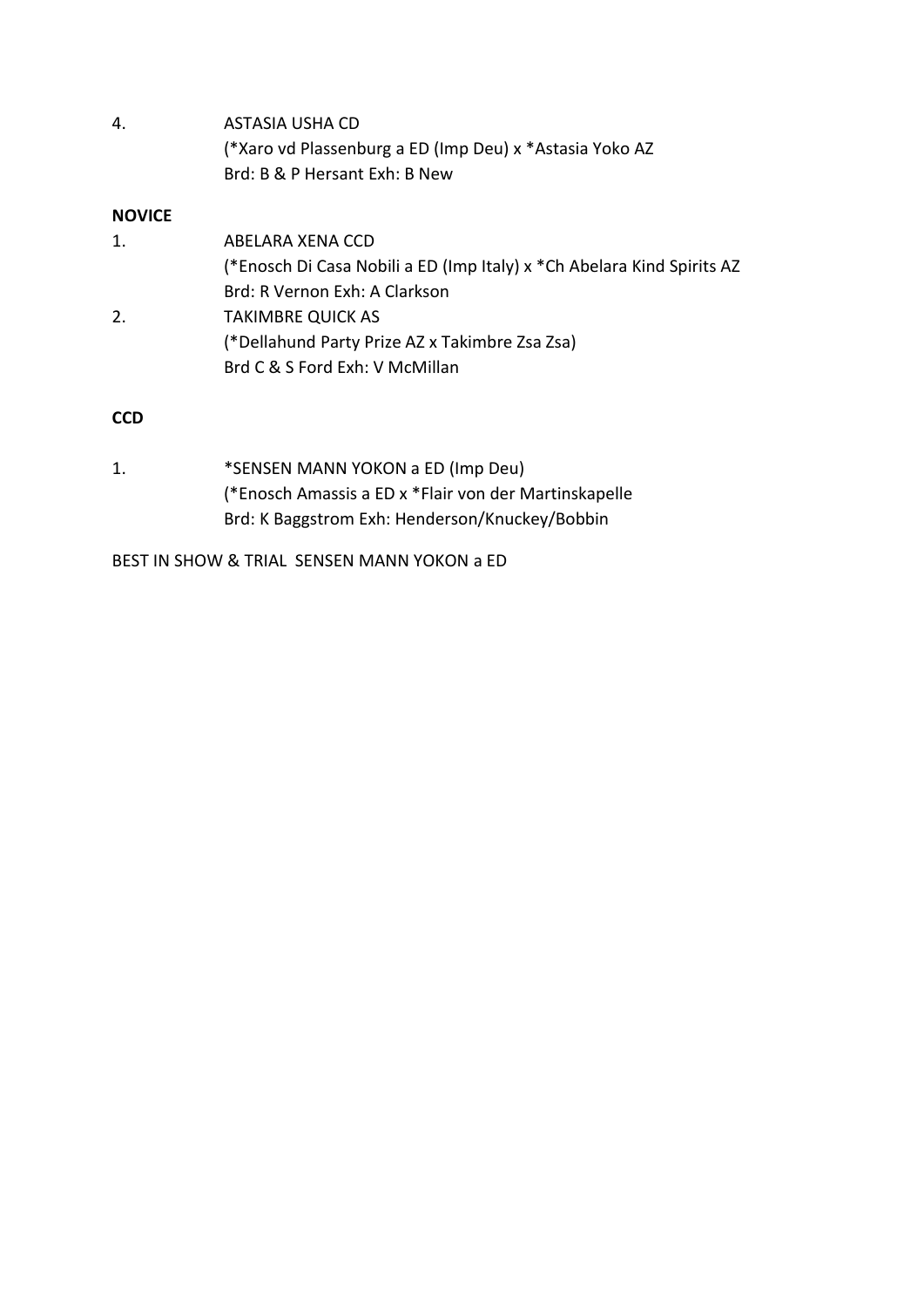4. ASTASIA USHA CD
   (*Xaro vd Plassenburg a ED (Imp Deu) x *Astasia Yoko AZ
   Brd: B & P Hersant Exh: B New

**NOVICE**

1. ABELARA XENA CCD
   (*Enosch Di Casa Nobili a ED (Imp Italy) x *Ch Abelara Kind Spirits AZ
   Brd: R Vernon Exh: A Clarkson
2. TAKIMBRE QUICK AS
   (*Dellahund Party Prize AZ x Takimbre Zsa Zsa)
   Brd C & S Ford Exh: V McMillan

**CCD**

1. *SENSEN MANN YOKON a ED (Imp Deu)
   (*Enosch Amassis a ED x *Flair von der Martinskapelle
   Brd: K Baggstrom Exh: Henderson/Knuckey/Bobbin

BEST IN SHOW & TRIAL SENSEN MANN YOKON a ED